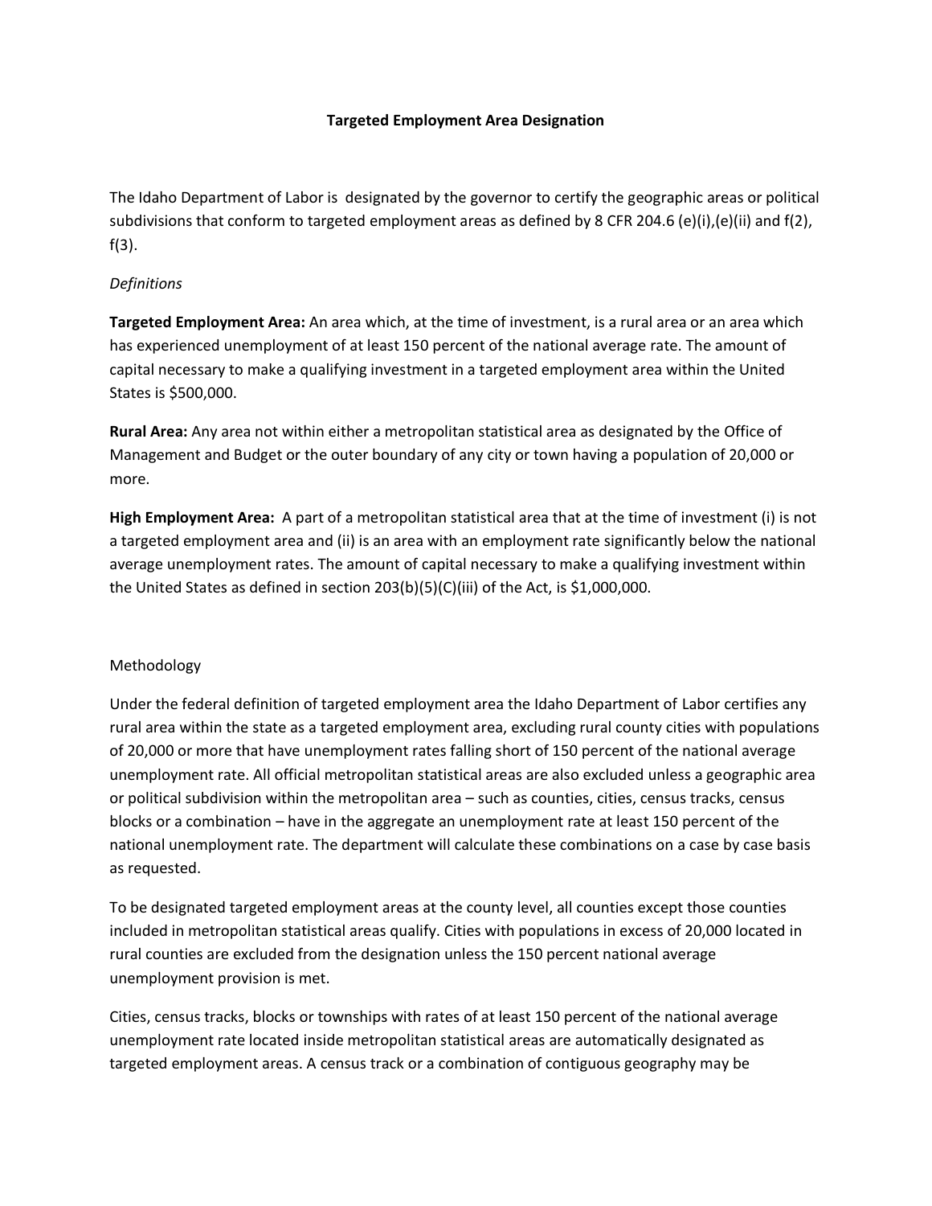# Targeted Employment Area Designation

The Idaho Department of Labor is designated by the governor to certify the geographic areas or political subdivisions that conform to targeted employment areas as defined by 8 CFR 204.6 (e)(i),(e)(ii) and f(2), f(3).

*Definitions*

**Targeted Employment Area:** An area which, at the time of investment, is a rural area or an area which has experienced unemployment of at least 150 percent of the national average rate. The amount of capital necessary to make a qualifying investment in a targeted employment area within the United States is $500,000.

**Rural Area:** Any area not within either a metropolitan statistical area as designated by the Office of Management and Budget or the outer boundary of any city or town having a population of 20,000 or more.

**High Employment Area:** A part of a metropolitan statistical area that at the time of investment (i) is not a targeted employment area and (ii) is an area with an employment rate significantly below the national average unemployment rates. The amount of capital necessary to make a qualifying investment within the United States as defined in section 203(b)(5)(C)(iii) of the Act, is $1,000,000.

Methodology

Under the federal definition of targeted employment area the Idaho Department of Labor certifies any rural area within the state as a targeted employment area, excluding rural county cities with populations of 20,000 or more that have unemployment rates falling short of 150 percent of the national average unemployment rate. All official metropolitan statistical areas are also excluded unless a geographic area or political subdivision within the metropolitan area – such as counties, cities, census tracks, census blocks or a combination – have in the aggregate an unemployment rate at least 150 percent of the national unemployment rate. The department will calculate these combinations on a case by case basis as requested.

To be designated targeted employment areas at the county level, all counties except those counties included in metropolitan statistical areas qualify. Cities with populations in excess of 20,000 located in rural counties are excluded from the designation unless the 150 percent national average unemployment provision is met.

Cities, census tracks, blocks or townships with rates of at least 150 percent of the national average unemployment rate located inside metropolitan statistical areas are automatically designated as targeted employment areas. A census track or a combination of contiguous geography may be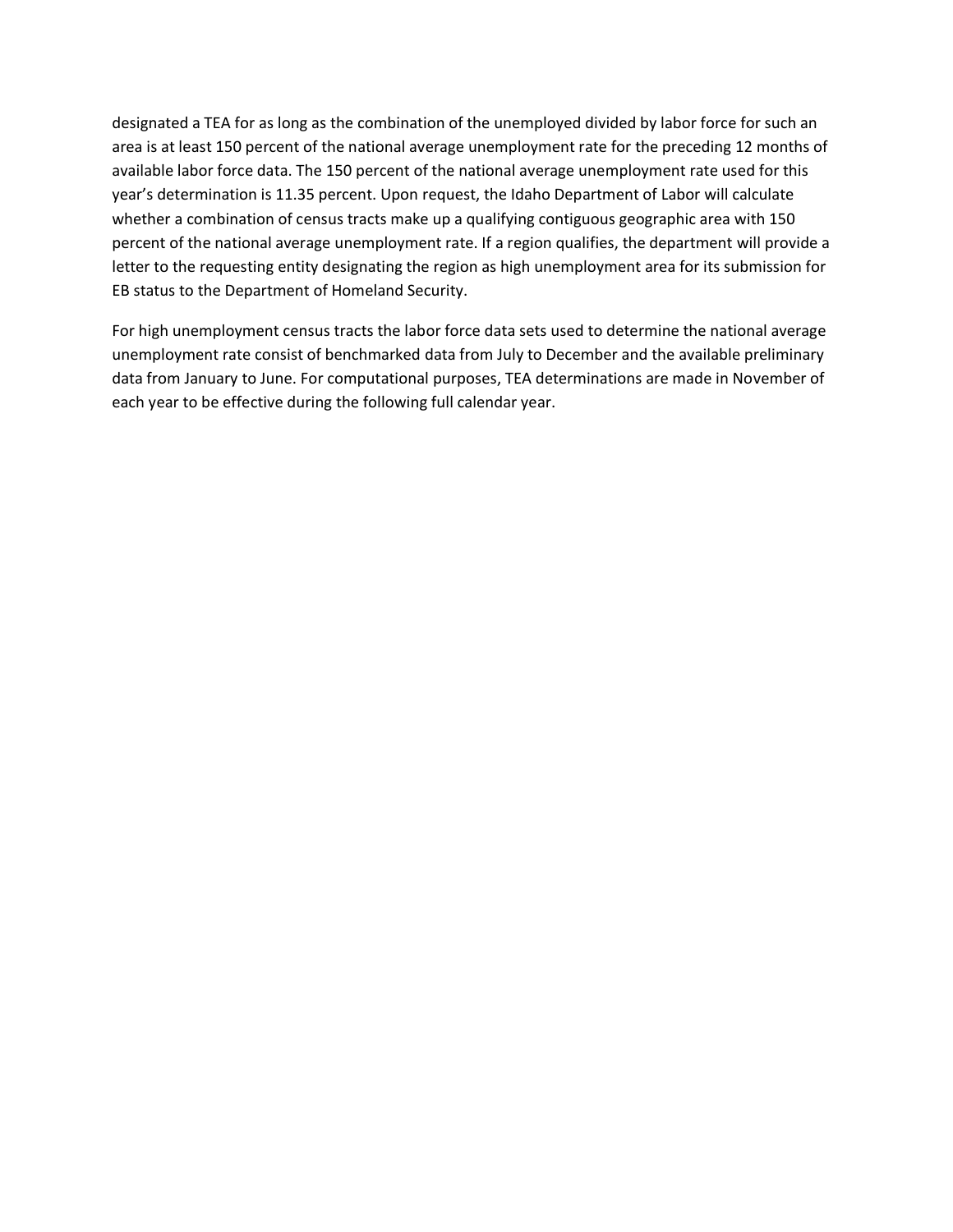designated a TEA for as long as the combination of the unemployed divided by labor force for such an area is at least 150 percent of the national average unemployment rate for the preceding 12 months of available labor force data. The 150 percent of the national average unemployment rate used for this year's determination is 11.35 percent. Upon request, the Idaho Department of Labor will calculate whether a combination of census tracts make up a qualifying contiguous geographic area with 150 percent of the national average unemployment rate. If a region qualifies, the department will provide a letter to the requesting entity designating the region as high unemployment area for its submission for EB status to the Department of Homeland Security.

For high unemployment census tracts the labor force data sets used to determine the national average unemployment rate consist of benchmarked data from July to December and the available preliminary data from January to June. For computational purposes, TEA determinations are made in November of each year to be effective during the following full calendar year.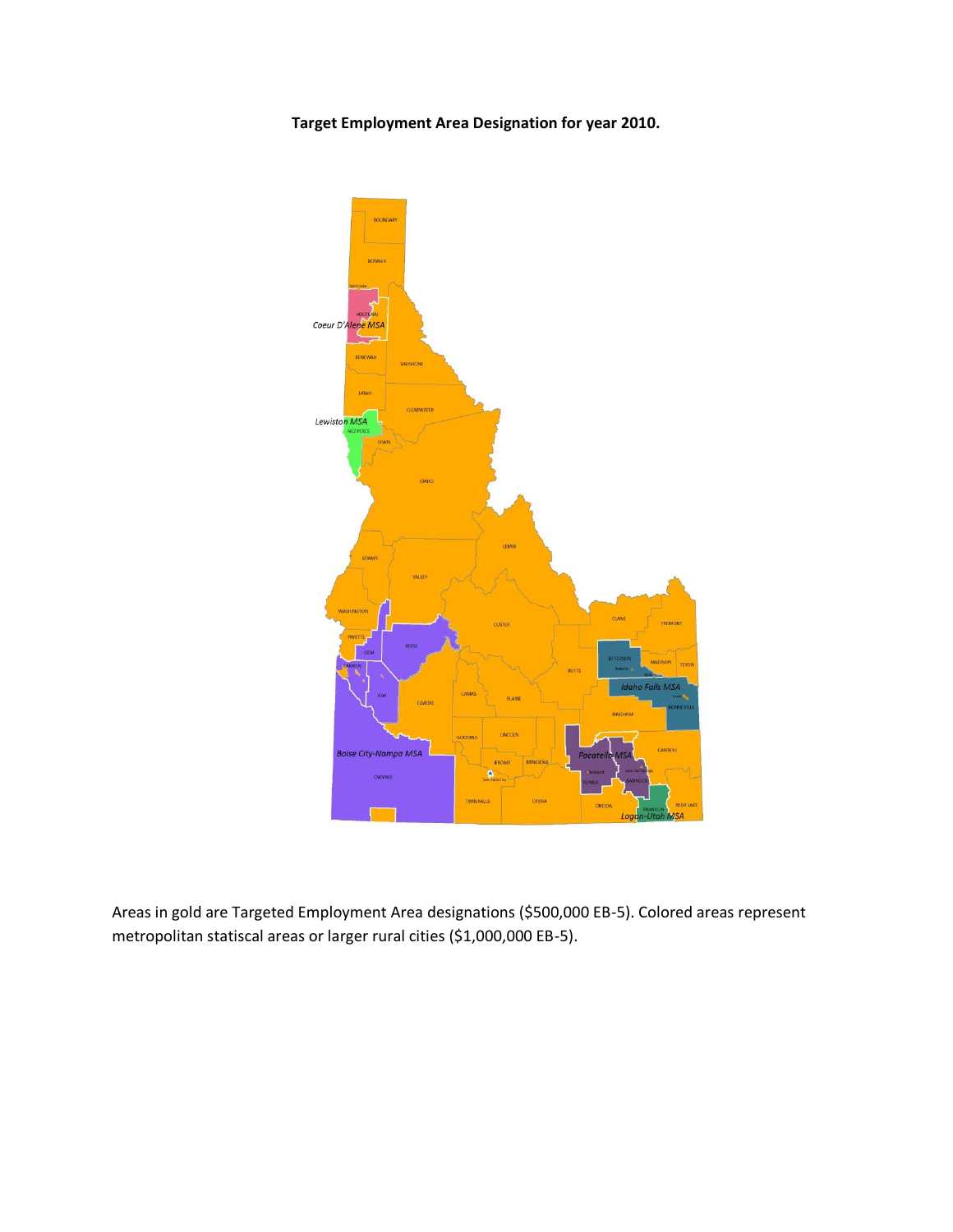**Target Employment Area Designation for year 2010.**

Areas in gold are Targeted Employment Area designations ($500,000 EB-5). Colored areas represent metropolitan statiscal areas or larger rural cities ($1,000,000 EB-5).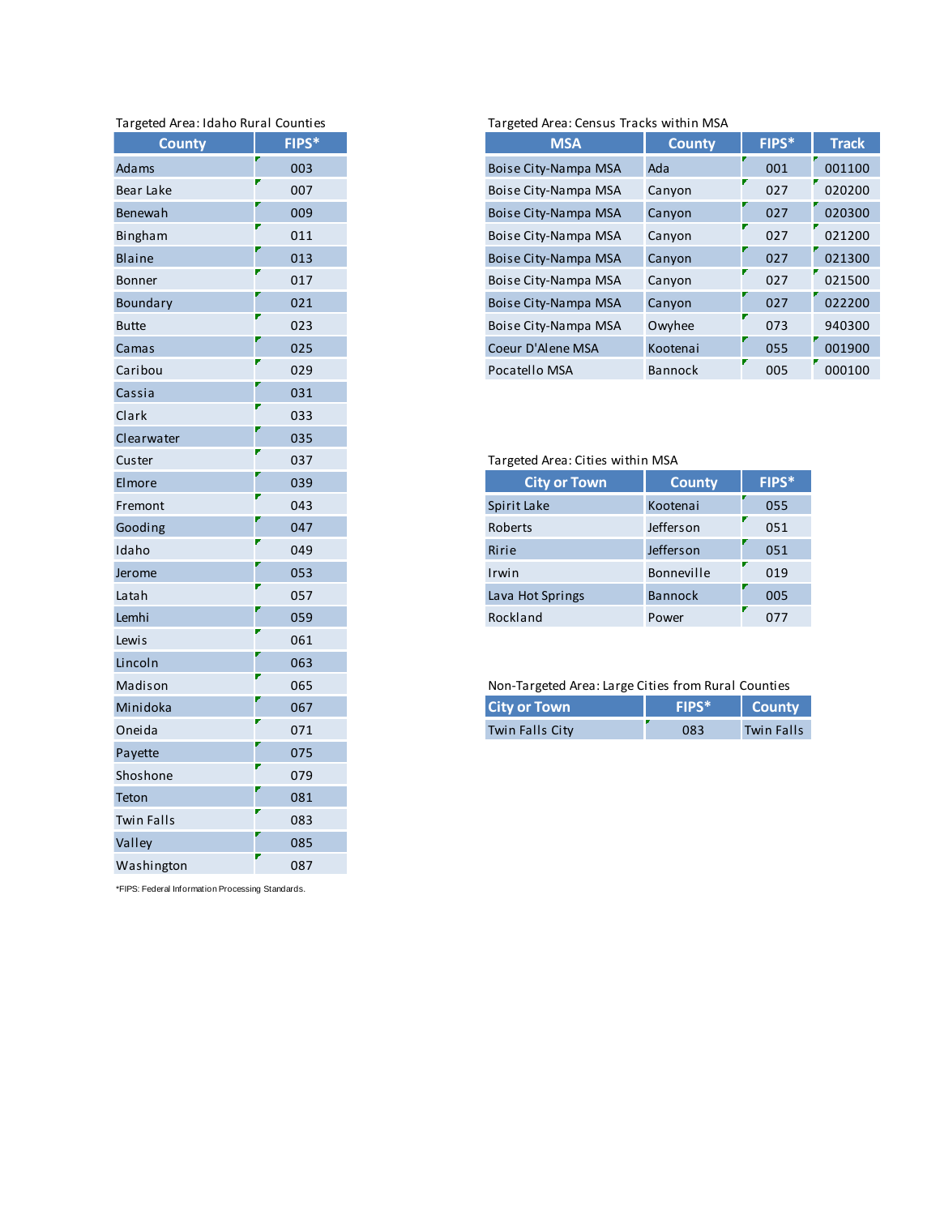Targeted Area: Idaho Rural Counties

| County | FIPS* |
|---|---|
| Adams | 003 |
| Bear Lake | 007 |
| Benewah | 009 |
| Bingham | 011 |
| Blaine | 013 |
| Bonner | 017 |
| Boundary | 021 |
| Butte | 023 |
| Camas | 025 |
| Caribou | 029 |
| Cassia | 031 |
| Clark | 033 |
| Clearwater | 035 |
| Custer | 037 |
| Elmore | 039 |
| Fremont | 043 |
| Gooding | 047 |
| Idaho | 049 |
| Jerome | 053 |
| Latah | 057 |
| Lemhi | 059 |
| Lewis | 061 |
| Lincoln | 063 |
| Madison | 065 |
| Minidoka | 067 |
| Oneida | 071 |
| Payette | 075 |
| Shoshone | 079 |
| Teton | 081 |
| Twin Falls | 083 |
| Valley | 085 |
| Washington | 087 |

*FIPS: Federal Information Processing Standards.

Targeted Area: Census Tracks within MSA

| MSA | County | FIPS* | Track |
|---|---|---|---|
| Boise City-Nampa MSA | Ada | 001 | 001100 |
| Boise City-Nampa MSA | Canyon | 027 | 020200 |
| Boise City-Nampa MSA | Canyon | 027 | 020300 |
| Boise City-Nampa MSA | Canyon | 027 | 021200 |
| Boise City-Nampa MSA | Canyon | 027 | 021300 |
| Boise City-Nampa MSA | Canyon | 027 | 021500 |
| Boise City-Nampa MSA | Canyon | 027 | 022200 |
| Boise City-Nampa MSA | Owyhee | 073 | 940300 |
| Coeur D'Alene MSA | Kootenai | 055 | 001900 |
| Pocatello MSA | Bannock | 005 | 000100 |

Targeted Area: Cities within MSA

| City or Town | County | FIPS* |
|---|---|---|
| Spirit Lake | Kootenai | 055 |
| Roberts | Jefferson | 051 |
| Ririe | Jefferson | 051 |
| Irwin | Bonneville | 019 |
| Lava Hot Springs | Bannock | 005 |
| Rockland | Power | 077 |

Non-Targeted Area: Large Cities from Rural Counties

| City or Town | FIPS* | County |
|---|---|---|
| Twin Falls City | 083 | Twin Falls |